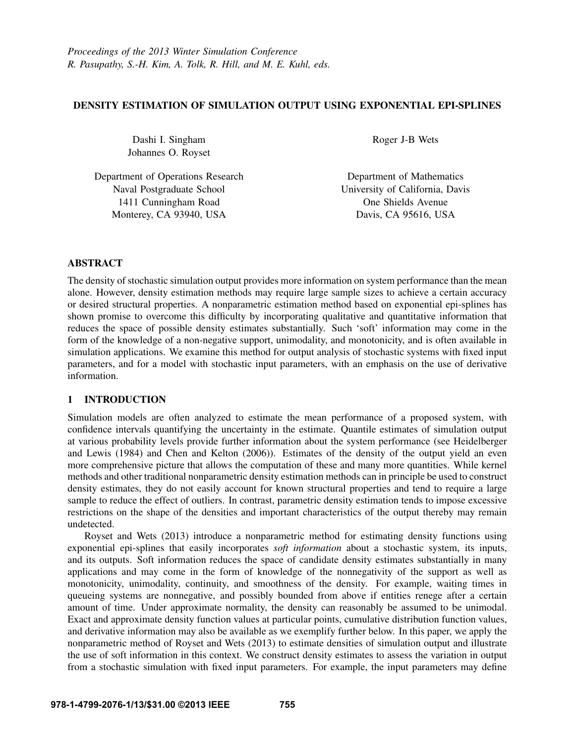Proceedings of the 2013 Winter Simulation Conference
R. Pasupathy, S.-H. Kim, A. Tolk, R. Hill, and M. E. Kuhl, eds.

# DENSITY ESTIMATION OF SIMULATION OUTPUT USING EXPONENTIAL EPI-SPLINES

Dashi I. Singham
Johannes O. Royset

Department of Operations Research
Naval Postgraduate School
1411 Cunningham Road
Monterey, CA 93940, USA

Roger J-B Wets

Department of Mathematics
University of California, Davis
One Shields Avenue
Davis, CA 95616, USA

## ABSTRACT

The density of stochastic simulation output provides more information on system performance than the mean alone. However, density estimation methods may require large sample sizes to achieve a certain accuracy or desired structural properties. A nonparametric estimation method based on exponential epi-splines has shown promise to overcome this difficulty by incorporating qualitative and quantitative information that reduces the space of possible density estimates substantially. Such 'soft' information may come in the form of the knowledge of a non-negative support, unimodality, and monotonicity, and is often available in simulation applications. We examine this method for output analysis of stochastic systems with fixed input parameters, and for a model with stochastic input parameters, with an emphasis on the use of derivative information.

## 1 INTRODUCTION

Simulation models are often analyzed to estimate the mean performance of a proposed system, with confidence intervals quantifying the uncertainty in the estimate. Quantile estimates of simulation output at various probability levels provide further information about the system performance (see Heidelberger and Lewis (1984) and Chen and Kelton (2006)). Estimates of the density of the output yield an even more comprehensive picture that allows the computation of these and many more quantities. While kernel methods and other traditional nonparametric density estimation methods can in principle be used to construct density estimates, they do not easily account for known structural properties and tend to require a large sample to reduce the effect of outliers. In contrast, parametric density estimation tends to impose excessive restrictions on the shape of the densities and important characteristics of the output thereby may remain undetected.

Royset and Wets (2013) introduce a nonparametric method for estimating density functions using exponential epi-splines that easily incorporates *soft information* about a stochastic system, its inputs, and its outputs. Soft information reduces the space of candidate density estimates substantially in many applications and may come in the form of knowledge of the nonnegativity of the support as well as monotonicity, unimodality, continuity, and smoothness of the density. For example, waiting times in queueing systems are nonnegative, and possibly bounded from above if entities renege after a certain amount of time. Under approximate normality, the density can reasonably be assumed to be unimodal. Exact and approximate density function values at particular points, cumulative distribution function values, and derivative information may also be available as we exemplify further below. In this paper, we apply the nonparametric method of Royset and Wets (2013) to estimate densities of simulation output and illustrate the use of soft information in this context. We construct density estimates to assess the variation in output from a stochastic simulation with fixed input parameters. For example, the input parameters may define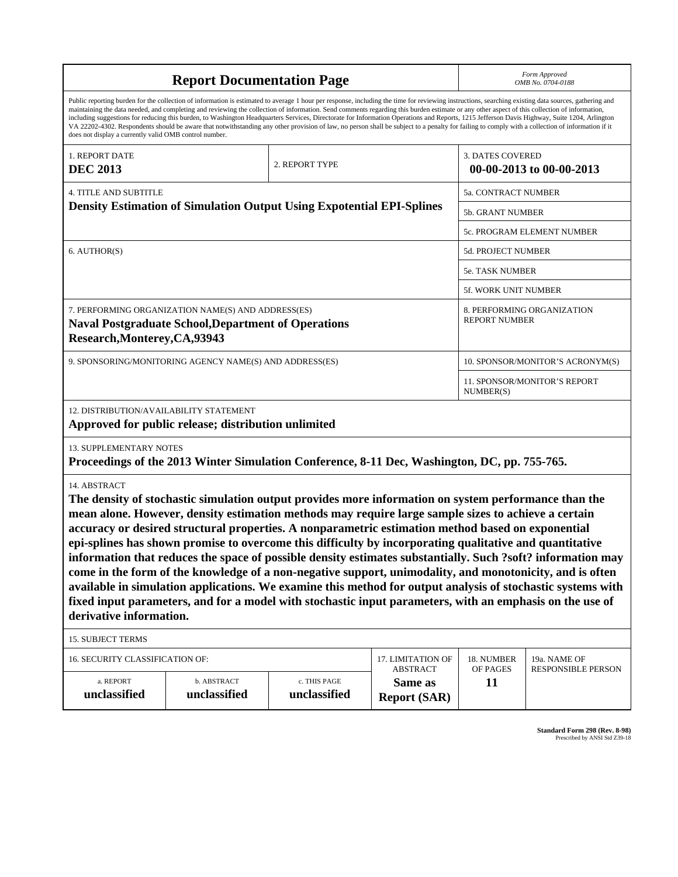# Report Documentation Page

*Form Approved*
*OMB No. 0704-0188*

Public reporting burden for the collection of information is estimated to average 1 hour per response, including the time for reviewing instructions, searching existing data sources, gathering and maintaining the data needed, and completing and reviewing the collection of information. Send comments regarding this burden estimate or any other aspect of this collection of information, including suggestions for reducing this burden, to Washington Headquarters Services, Directorate for Information Operations and Reports, 1215 Jefferson Davis Highway, Suite 1204, Arlington VA 22202-4302. Respondents should be aware that notwithstanding any other provision of law, no person shall be subject to a penalty for failing to comply with a collection of information if it does not display a currently valid OMB control number.

| | | |
|---|---|---|
| 1. REPORT DATE<br>**DEC 2013** | 2. REPORT TYPE | 3. DATES COVERED<br>**00-00-2013 to 00-00-2013** |

| | |
|---|---|
| 4. TITLE AND SUBTITLE<br>**Density Estimation of Simulation Output Using Expotential EPI-Splines** | 5a. CONTRACT NUMBER |
| | 5b. GRANT NUMBER |
| | 5c. PROGRAM ELEMENT NUMBER |
| 6. AUTHOR(S) | 5d. PROJECT NUMBER |
| | 5e. TASK NUMBER |
| | 5f. WORK UNIT NUMBER |
| 7. PERFORMING ORGANIZATION NAME(S) AND ADDRESS(ES)<br>**Naval Postgraduate School,Department of Operations Research,Monterey,CA,93943** | 8. PERFORMING ORGANIZATION REPORT NUMBER |
| 9. SPONSORING/MONITORING AGENCY NAME(S) AND ADDRESS(ES) | 10. SPONSOR/MONITOR'S ACRONYM(S) |
| | 11. SPONSOR/MONITOR'S REPORT NUMBER(S) |

12. DISTRIBUTION/AVAILABILITY STATEMENT
**Approved for public release; distribution unlimited**

13. SUPPLEMENTARY NOTES
**Proceedings of the 2013 Winter Simulation Conference, 8-11 Dec, Washington, DC, pp. 755-765.**

14. ABSTRACT
**The density of stochastic simulation output provides more information on system performance than the mean alone. However, density estimation methods may require large sample sizes to achieve a certain accuracy or desired structural properties. A nonparametric estimation method based on exponential epi-splines has shown promise to overcome this difficulty by incorporating qualitative and quantitative information that reduces the space of possible density estimates substantially. Such ?soft? information may come in the form of the knowledge of a non-negative support, unimodality, and monotonicity, and is often available in simulation applications. We examine this method for output analysis of stochastic systems with fixed input parameters, and for a model with stochastic input parameters, with an emphasis on the use of derivative information.**

15. SUBJECT TERMS

| 16. SECURITY CLASSIFICATION OF: | | | 17. LIMITATION OF ABSTRACT | 18. NUMBER OF PAGES | 19a. NAME OF RESPONSIBLE PERSON |
|---|---|---|---|---|---|
| a. REPORT<br>**unclassified** | b. ABSTRACT<br>**unclassified** | c. THIS PAGE<br>**unclassified** | **Same as Report (SAR)** | **11** | |

**Standard Form 298 (Rev. 8-98)**
Prescribed by ANSI Std Z39-18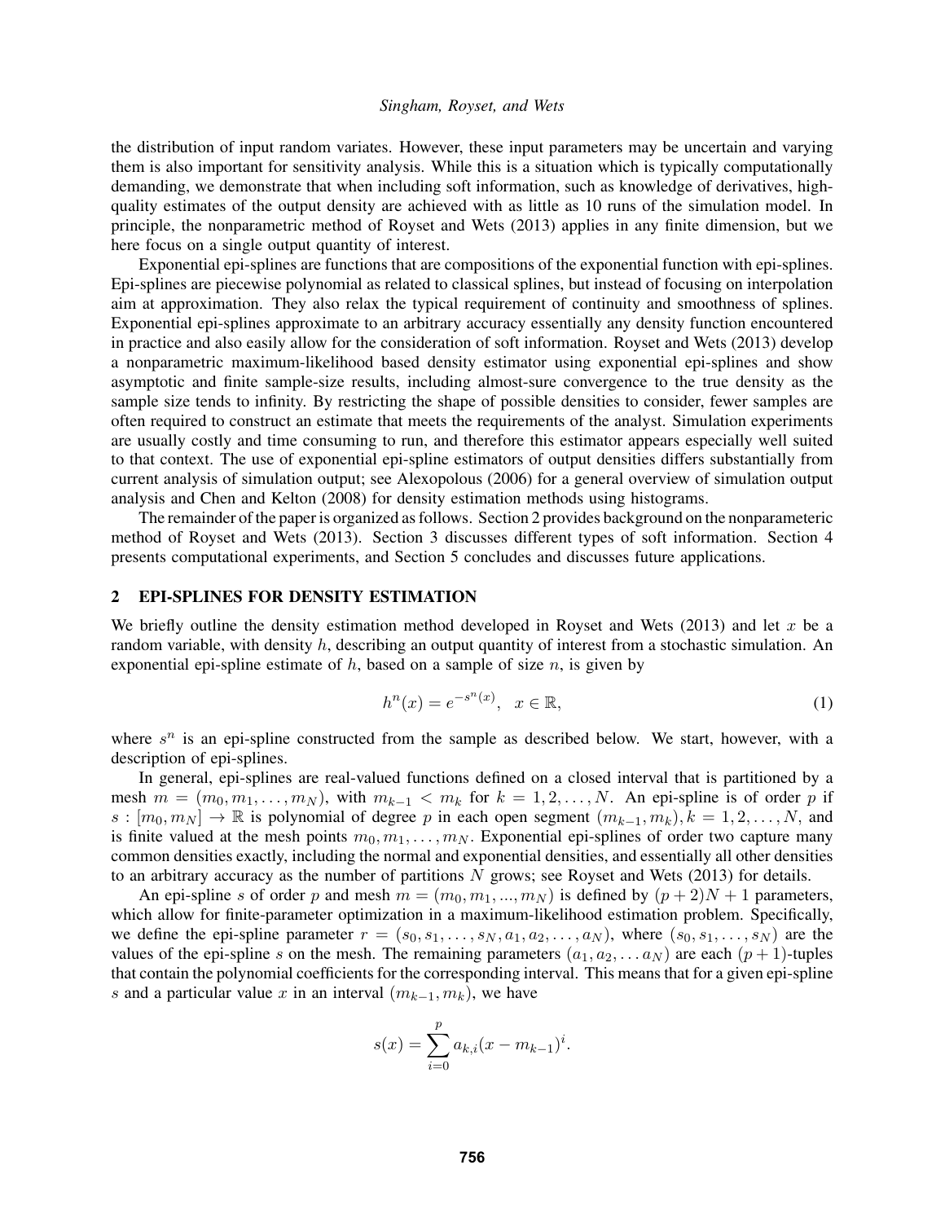the distribution of input random variates. However, these input parameters may be uncertain and varying them is also important for sensitivity analysis. While this is a situation which is typically computationally demanding, we demonstrate that when including soft information, such as knowledge of derivatives, high-quality estimates of the output density are achieved with as little as 10 runs of the simulation model. In principle, the nonparametric method of Royset and Wets (2013) applies in any finite dimension, but we here focus on a single output quantity of interest.

Exponential epi-splines are functions that are compositions of the exponential function with epi-splines. Epi-splines are piecewise polynomial as related to classical splines, but instead of focusing on interpolation aim at approximation. They also relax the typical requirement of continuity and smoothness of splines. Exponential epi-splines approximate to an arbitrary accuracy essentially any density function encountered in practice and also easily allow for the consideration of soft information. Royset and Wets (2013) develop a nonparametric maximum-likelihood based density estimator using exponential epi-splines and show asymptotic and finite sample-size results, including almost-sure convergence to the true density as the sample size tends to infinity. By restricting the shape of possible densities to consider, fewer samples are often required to construct an estimate that meets the requirements of the analyst. Simulation experiments are usually costly and time consuming to run, and therefore this estimator appears especially well suited to that context. The use of exponential epi-spline estimators of output densities differs substantially from current analysis of simulation output; see Alexopolous (2006) for a general overview of simulation output analysis and Chen and Kelton (2008) for density estimation methods using histograms.

The remainder of the paper is organized as follows. Section 2 provides background on the nonparameteric method of Royset and Wets (2013). Section 3 discusses different types of soft information. Section 4 presents computational experiments, and Section 5 concludes and discusses future applications.

## 2 EPI-SPLINES FOR DENSITY ESTIMATION

We briefly outline the density estimation method developed in Royset and Wets (2013) and let $x$ be a random variable, with density $h$, describing an output quantity of interest from a stochastic simulation. An exponential epi-spline estimate of $h$, based on a sample of size $n$, is given by

$$h^n(x) = e^{-s^n(x)}, \quad x \in \mathbb{R}, \tag{1}$$

where $s^n$ is an epi-spline constructed from the sample as described below. We start, however, with a description of epi-splines.

In general, epi-splines are real-valued functions defined on a closed interval that is partitioned by a mesh $m = (m_0, m_1, \ldots, m_N)$, with $m_{k-1} < m_k$ for $k = 1, 2, \ldots, N$. An epi-spline is of order $p$ if $s : [m_0, m_N] \to \mathbb{R}$ is polynomial of degree $p$ in each open segment $(m_{k-1}, m_k), k = 1, 2, \ldots, N$, and is finite valued at the mesh points $m_0, m_1, \ldots, m_N$. Exponential epi-splines of order two capture many common densities exactly, including the normal and exponential densities, and essentially all other densities to an arbitrary accuracy as the number of partitions $N$ grows; see Royset and Wets (2013) for details.

An epi-spline $s$ of order $p$ and mesh $m = (m_0, m_1, ..., m_N)$ is defined by $(p+2)N + 1$ parameters, which allow for finite-parameter optimization in a maximum-likelihood estimation problem. Specifically, we define the epi-spline parameter $r = (s_0, s_1, \ldots, s_N, a_1, a_2, \ldots, a_N)$, where $(s_0, s_1, \ldots, s_N)$ are the values of the epi-spline $s$ on the mesh. The remaining parameters $(a_1, a_2, \ldots a_N)$ are each $(p+1)$-tuples that contain the polynomial coefficients for the corresponding interval. This means that for a given epi-spline $s$ and a particular value $x$ in an interval $(m_{k-1}, m_k)$, we have

$$s(x) = \sum_{i=0}^{p} a_{k,i}(x - m_{k-1})^i.$$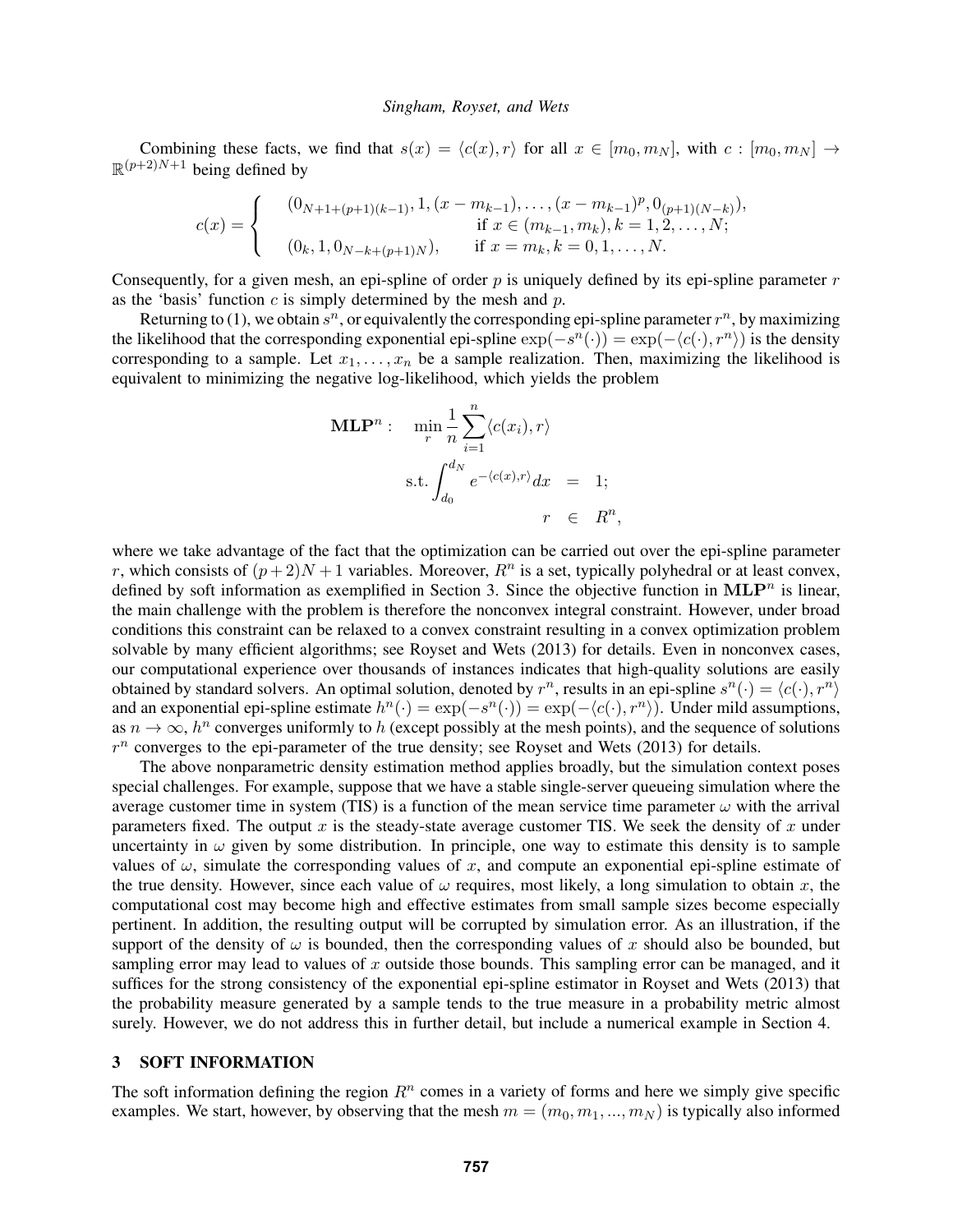Combining these facts, we find that $s(x) = \langle c(x), r \rangle$ for all $x \in [m_0, m_N]$, with $c : [m_0, m_N] \to \mathbb{R}^{(p+2)N+1}$ being defined by

$$c(x) = \begin{cases} (0_{N+1+(p+1)(k-1)}, 1, (x - m_{k-1}), \ldots, (x - m_{k-1})^p, 0_{(p+1)(N-k)}), \\ \qquad\qquad\qquad\qquad\qquad \text{if } x \in (m_{k-1}, m_k), k = 1, 2, \ldots, N; \\ (0_k, 1, 0_{N-k+(p+1)N}), \qquad \text{if } x = m_k, k = 0, 1, \ldots, N. \end{cases}$$

Consequently, for a given mesh, an epi-spline of order $p$ is uniquely defined by its epi-spline parameter $r$ as the 'basis' function $c$ is simply determined by the mesh and $p$.

Returning to (1), we obtain $s^n$, or equivalently the corresponding epi-spline parameter $r^n$, by maximizing the likelihood that the corresponding exponential epi-spline $\exp(-s^n(\cdot)) = \exp(-\langle c(\cdot), r^n \rangle)$ is the density corresponding to a sample. Let $x_1, \ldots, x_n$ be a sample realization. Then, maximizing the likelihood is equivalent to minimizing the negative log-likelihood, which yields the problem

$$\mathbf{MLP}^n : \quad \min_r \frac{1}{n} \sum_{i=1}^{n} \langle c(x_i), r \rangle$$

$$\text{s.t.} \int_{d_0}^{d_N} e^{-\langle c(x), r \rangle} dx \; = \; 1;$$

$$r \; \in \; R^n,$$

where we take advantage of the fact that the optimization can be carried out over the epi-spline parameter $r$, which consists of $(p+2)N+1$ variables. Moreover, $R^n$ is a set, typically polyhedral or at least convex, defined by soft information as exemplified in Section 3. Since the objective function in $\mathbf{MLP}^n$ is linear, the main challenge with the problem is therefore the nonconvex integral constraint. However, under broad conditions this constraint can be relaxed to a convex constraint resulting in a convex optimization problem solvable by many efficient algorithms; see Royset and Wets (2013) for details. Even in nonconvex cases, our computational experience over thousands of instances indicates that high-quality solutions are easily obtained by standard solvers. An optimal solution, denoted by $r^n$, results in an epi-spline $s^n(\cdot) = \langle c(\cdot), r^n \rangle$ and an exponential epi-spline estimate $h^n(\cdot) = \exp(-s^n(\cdot)) = \exp(-\langle c(\cdot), r^n \rangle)$. Under mild assumptions, as $n \to \infty$, $h^n$ converges uniformly to $h$ (except possibly at the mesh points), and the sequence of solutions $r^n$ converges to the epi-parameter of the true density; see Royset and Wets (2013) for details.

The above nonparametric density estimation method applies broadly, but the simulation context poses special challenges. For example, suppose that we have a stable single-server queueing simulation where the average customer time in system (TIS) is a function of the mean service time parameter $\omega$ with the arrival parameters fixed. The output $x$ is the steady-state average customer TIS. We seek the density of $x$ under uncertainty in $\omega$ given by some distribution. In principle, one way to estimate this density is to sample values of $\omega$, simulate the corresponding values of $x$, and compute an exponential epi-spline estimate of the true density. However, since each value of $\omega$ requires, most likely, a long simulation to obtain $x$, the computational cost may become high and effective estimates from small sample sizes become especially pertinent. In addition, the resulting output will be corrupted by simulation error. As an illustration, if the support of the density of $\omega$ is bounded, then the corresponding values of $x$ should also be bounded, but sampling error may lead to values of $x$ outside those bounds. This sampling error can be managed, and it suffices for the strong consistency of the exponential epi-spline estimator in Royset and Wets (2013) that the probability measure generated by a sample tends to the true measure in a probability metric almost surely. However, we do not address this in further detail, but include a numerical example in Section 4.

## 3 SOFT INFORMATION

The soft information defining the region $R^n$ comes in a variety of forms and here we simply give specific examples. We start, however, by observing that the mesh $m = (m_0, m_1, ..., m_N)$ is typically also informed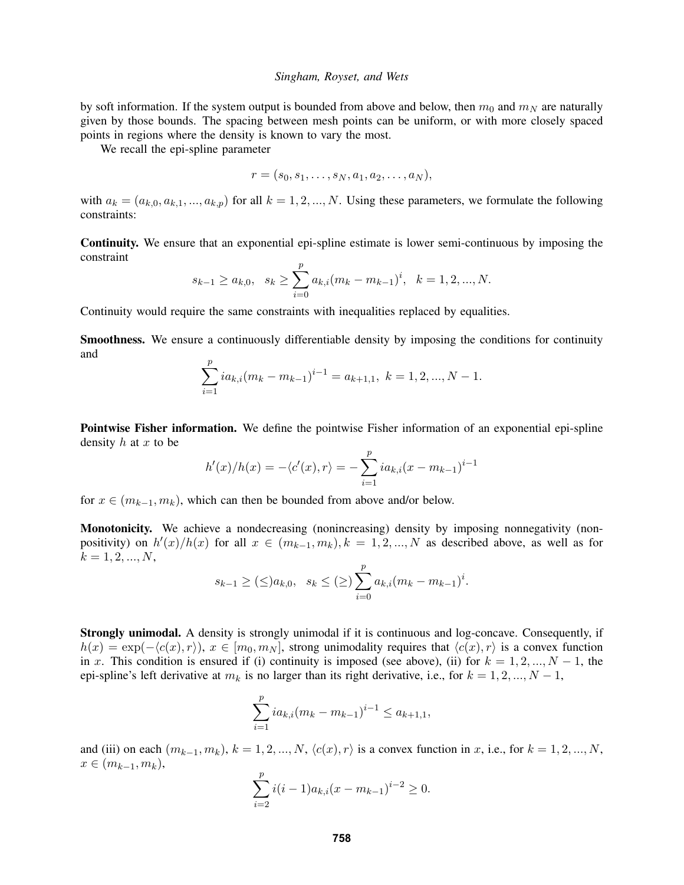by soft information. If the system output is bounded from above and below, then $m_0$ and $m_N$ are naturally given by those bounds. The spacing between mesh points can be uniform, or with more closely spaced points in regions where the density is known to vary the most.

We recall the epi-spline parameter

$$r = (s_0, s_1, \ldots, s_N, a_1, a_2, \ldots, a_N),$$

with $a_k = (a_{k,0}, a_{k,1}, ..., a_{k,p})$ for all $k = 1, 2, ..., N$. Using these parameters, we formulate the following constraints:

**Continuity.** We ensure that an exponential epi-spline estimate is lower semi-continuous by imposing the constraint

$$s_{k-1} \geq a_{k,0}, \quad s_k \geq \sum_{i=0}^{p} a_{k,i}(m_k - m_{k-1})^i, \quad k = 1, 2, ..., N.$$

Continuity would require the same constraints with inequalities replaced by equalities.

**Smoothness.** We ensure a continuously differentiable density by imposing the conditions for continuity and

$$\sum_{i=1}^{p} i a_{k,i}(m_k - m_{k-1})^{i-1} = a_{k+1,1}, \ k = 1, 2, ..., N-1.$$

**Pointwise Fisher information.** We define the pointwise Fisher information of an exponential epi-spline density $h$ at $x$ to be

$$h'(x)/h(x) = -\langle c'(x), r\rangle = -\sum_{i=1}^{p} i a_{k,i}(x - m_{k-1})^{i-1}$$

for $x \in (m_{k-1}, m_k)$, which can then be bounded from above and/or below.

**Monotonicity.** We achieve a nondecreasing (nonincreasing) density by imposing nonnegativity (nonpositivity) on $h'(x)/h(x)$ for all $x \in (m_{k-1}, m_k), k = 1, 2, ..., N$ as described above, as well as for $k = 1, 2, ..., N$,

$$s_{k-1} \geq (\leq) a_{k,0}, \quad s_k \leq (\geq) \sum_{i=0}^{p} a_{k,i}(m_k - m_{k-1})^i.$$

**Strongly unimodal.** A density is strongly unimodal if it is continuous and log-concave. Consequently, if $h(x) = \exp(-\langle c(x), r\rangle)$, $x \in [m_0, m_N]$, strong unimodality requires that $\langle c(x), r\rangle$ is a convex function in $x$. This condition is ensured if (i) continuity is imposed (see above), (ii) for $k = 1, 2, ..., N-1$, the epi-spline's left derivative at $m_k$ is no larger than its right derivative, i.e., for $k = 1, 2, ..., N-1$,

$$\sum_{i=1}^{p} i a_{k,i}(m_k - m_{k-1})^{i-1} \leq a_{k+1,1},$$

and (iii) on each $(m_{k-1}, m_k)$, $k = 1, 2, ..., N$, $\langle c(x), r\rangle$ is a convex function in $x$, i.e., for $k = 1, 2, ..., N$, $x \in (m_{k-1}, m_k)$,

$$\sum_{i=2}^{p} i(i-1) a_{k,i}(x - m_{k-1})^{i-2} \geq 0.$$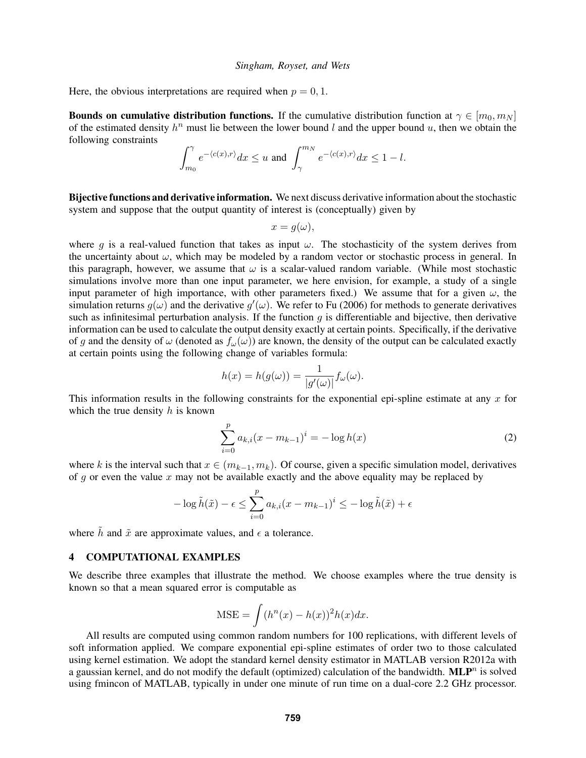Here, the obvious interpretations are required when $p = 0, 1$.

**Bounds on cumulative distribution functions.** If the cumulative distribution function at $\gamma \in [m_0, m_N]$ of the estimated density $h^n$ must lie between the lower bound $l$ and the upper bound $u$, then we obtain the following constraints

$$\int_{m_0}^{\gamma} e^{-\langle c(x), r \rangle} dx \leq u \text{ and } \int_{\gamma}^{m_N} e^{-\langle c(x), r \rangle} dx \leq 1 - l.$$

**Bijective functions and derivative information.** We next discuss derivative information about the stochastic system and suppose that the output quantity of interest is (conceptually) given by

$$x = g(\omega),$$

where $g$ is a real-valued function that takes as input $\omega$. The stochasticity of the system derives from the uncertainty about $\omega$, which may be modeled by a random vector or stochastic process in general. In this paragraph, however, we assume that $\omega$ is a scalar-valued random variable. (While most stochastic simulations involve more than one input parameter, we here envision, for example, a study of a single input parameter of high importance, with other parameters fixed.) We assume that for a given $\omega$, the simulation returns $g(\omega)$ and the derivative $g'(\omega)$. We refer to Fu (2006) for methods to generate derivatives such as infinitesimal perturbation analysis. If the function $g$ is differentiable and bijective, then derivative information can be used to calculate the output density exactly at certain points. Specifically, if the derivative of $g$ and the density of $\omega$ (denoted as $f_\omega(\omega)$) are known, the density of the output can be calculated exactly at certain points using the following change of variables formula:

$$h(x) = h(g(\omega)) = \frac{1}{|g'(\omega)|} f_\omega(\omega).$$

This information results in the following constraints for the exponential epi-spline estimate at any $x$ for which the true density $h$ is known

$$\sum_{i=0}^{p} a_{k,i}(x - m_{k-1})^i = -\log h(x) \tag{2}$$

where $k$ is the interval such that $x \in (m_{k-1}, m_k)$. Of course, given a specific simulation model, derivatives of $g$ or even the value $x$ may not be available exactly and the above equality may be replaced by

$$-\log \tilde{h}(\tilde{x}) - \epsilon \leq \sum_{i=0}^{p} a_{k,i}(x - m_{k-1})^i \leq -\log \tilde{h}(\tilde{x}) + \epsilon$$

where $\tilde{h}$ and $\tilde{x}$ are approximate values, and $\epsilon$ a tolerance.

## 4 COMPUTATIONAL EXAMPLES

We describe three examples that illustrate the method. We choose examples where the true density is known so that a mean squared error is computable as

$$\text{MSE} = \int (h^n(x) - h(x))^2 h(x) dx.$$

All results are computed using common random numbers for 100 replications, with different levels of soft information applied. We compare exponential epi-spline estimates of order two to those calculated using kernel estimation. We adopt the standard kernel density estimator in MATLAB version R2012a with a gaussian kernel, and do not modify the default (optimized) calculation of the bandwidth. **MLP**$^n$ is solved using fmincon of MATLAB, typically in under one minute of run time on a dual-core 2.2 GHz processor.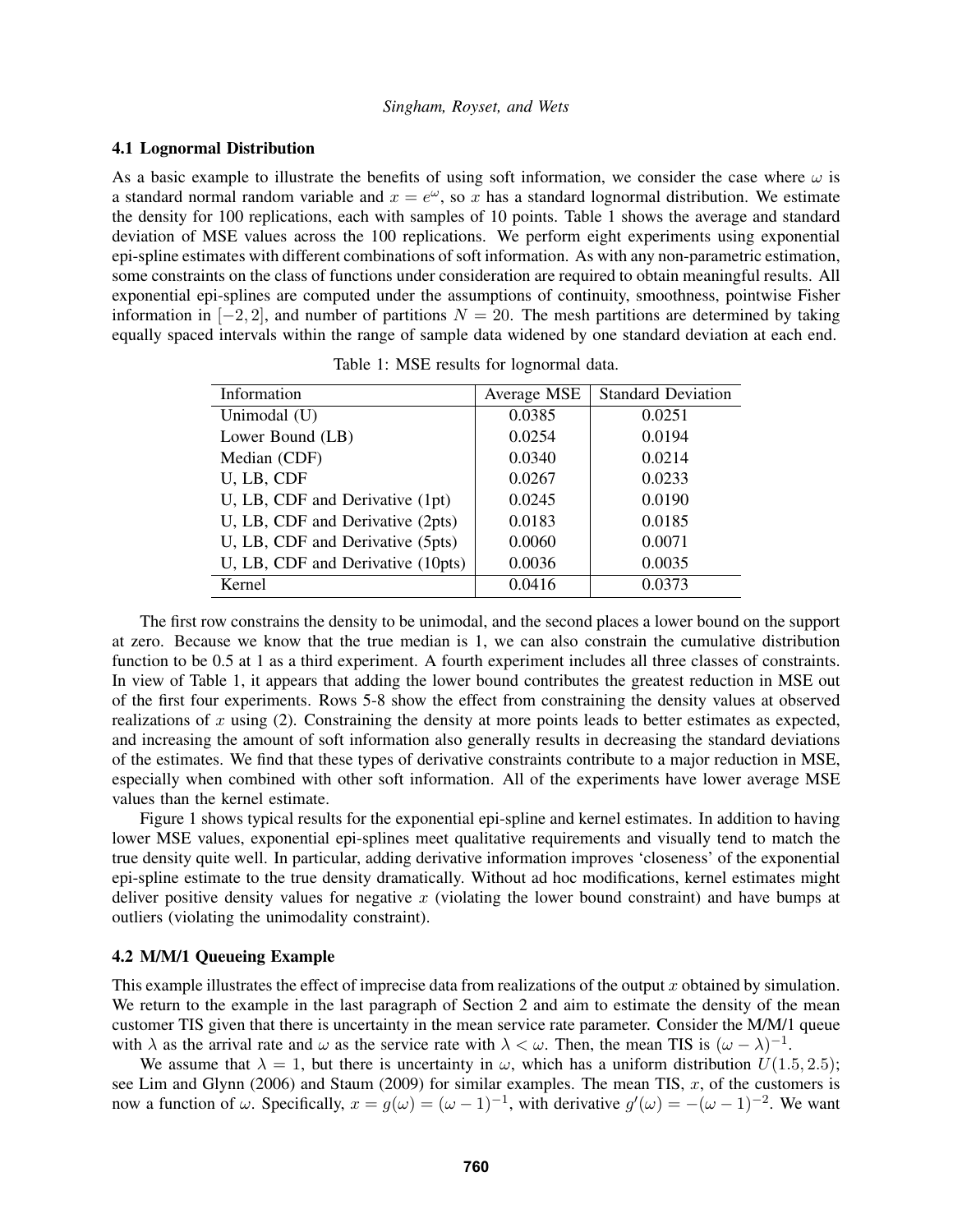### 4.1 Lognormal Distribution

As a basic example to illustrate the benefits of using soft information, we consider the case where $\omega$ is a standard normal random variable and $x = e^{\omega}$, so $x$ has a standard lognormal distribution. We estimate the density for 100 replications, each with samples of 10 points. Table 1 shows the average and standard deviation of MSE values across the 100 replications. We perform eight experiments using exponential epi-spline estimates with different combinations of soft information. As with any non-parametric estimation, some constraints on the class of functions under consideration are required to obtain meaningful results. All exponential epi-splines are computed under the assumptions of continuity, smoothness, pointwise Fisher information in $[-2, 2]$, and number of partitions $N = 20$. The mesh partitions are determined by taking equally spaced intervals within the range of sample data widened by one standard deviation at each end.

Table 1: MSE results for lognormal data.

| Information | Average MSE | Standard Deviation |
|---|---|---|
| Unimodal (U) | 0.0385 | 0.0251 |
| Lower Bound (LB) | 0.0254 | 0.0194 |
| Median (CDF) | 0.0340 | 0.0214 |
| U, LB, CDF | 0.0267 | 0.0233 |
| U, LB, CDF and Derivative (1pt) | 0.0245 | 0.0190 |
| U, LB, CDF and Derivative (2pts) | 0.0183 | 0.0185 |
| U, LB, CDF and Derivative (5pts) | 0.0060 | 0.0071 |
| U, LB, CDF and Derivative (10pts) | 0.0036 | 0.0035 |
| Kernel | 0.0416 | 0.0373 |

The first row constrains the density to be unimodal, and the second places a lower bound on the support at zero. Because we know that the true median is 1, we can also constrain the cumulative distribution function to be 0.5 at 1 as a third experiment. A fourth experiment includes all three classes of constraints. In view of Table 1, it appears that adding the lower bound contributes the greatest reduction in MSE out of the first four experiments. Rows 5-8 show the effect from constraining the density values at observed realizations of $x$ using (2). Constraining the density at more points leads to better estimates as expected, and increasing the amount of soft information also generally results in decreasing the standard deviations of the estimates. We find that these types of derivative constraints contribute to a major reduction in MSE, especially when combined with other soft information. All of the experiments have lower average MSE values than the kernel estimate.

Figure 1 shows typical results for the exponential epi-spline and kernel estimates. In addition to having lower MSE values, exponential epi-splines meet qualitative requirements and visually tend to match the true density quite well. In particular, adding derivative information improves 'closeness' of the exponential epi-spline estimate to the true density dramatically. Without ad hoc modifications, kernel estimates might deliver positive density values for negative $x$ (violating the lower bound constraint) and have bumps at outliers (violating the unimodality constraint).

### 4.2 M/M/1 Queueing Example

This example illustrates the effect of imprecise data from realizations of the output $x$ obtained by simulation. We return to the example in the last paragraph of Section 2 and aim to estimate the density of the mean customer TIS given that there is uncertainty in the mean service rate parameter. Consider the M/M/1 queue with $\lambda$ as the arrival rate and $\omega$ as the service rate with $\lambda < \omega$. Then, the mean TIS is $(\omega - \lambda)^{-1}$.

We assume that $\lambda = 1$, but there is uncertainty in $\omega$, which has a uniform distribution $U(1.5, 2.5)$; see Lim and Glynn (2006) and Staum (2009) for similar examples. The mean TIS, $x$, of the customers is now a function of $\omega$. Specifically, $x = g(\omega) = (\omega - 1)^{-1}$, with derivative $g'(\omega) = -(\omega - 1)^{-2}$. We want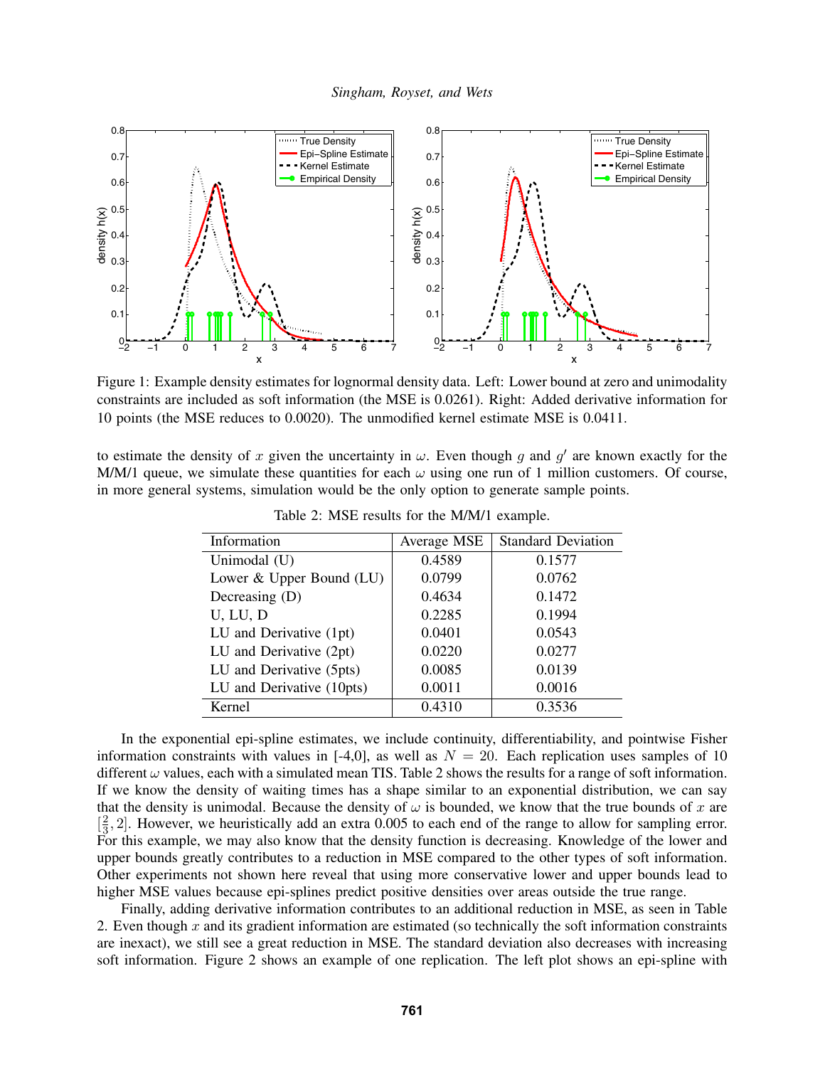0.8
0.7
0.6
0.5
0.4
0.3
0.2
0.1
0
density h(x)
−2 −1 0 1 2 3 4 5 6 7
x
True Density
Epi−Spline Estimate
Kernel Estimate
Empirical Density

0.8
0.7
0.6
0.5
0.4
0.3
0.2
0.1
0
density h(x)
−2 −1 0 1 2 3 4 5 6 7
x
True Density
Epi−Spline Estimate
Kernel Estimate
Empirical Density

Figure 1: Example density estimates for lognormal density data. Left: Lower bound at zero and unimodality constraints are included as soft information (the MSE is 0.0261). Right: Added derivative information for 10 points (the MSE reduces to 0.0020). The unmodified kernel estimate MSE is 0.0411.

to estimate the density of $x$ given the uncertainty in $\omega$. Even though $g$ and $g'$ are known exactly for the M/M/1 queue, we simulate these quantities for each $\omega$ using one run of 1 million customers. Of course, in more general systems, simulation would be the only option to generate sample points.

Table 2: MSE results for the M/M/1 example.

| Information | Average MSE | Standard Deviation |
|---|---|---|
| Unimodal (U) | 0.4589 | 0.1577 |
| Lower & Upper Bound (LU) | 0.0799 | 0.0762 |
| Decreasing (D) | 0.4634 | 0.1472 |
| U, LU, D | 0.2285 | 0.1994 |
| LU and Derivative (1pt) | 0.0401 | 0.0543 |
| LU and Derivative (2pt) | 0.0220 | 0.0277 |
| LU and Derivative (5pts) | 0.0085 | 0.0139 |
| LU and Derivative (10pts) | 0.0011 | 0.0016 |
| Kernel | 0.4310 | 0.3536 |

In the exponential epi-spline estimates, we include continuity, differentiability, and pointwise Fisher information constraints with values in [-4,0], as well as $N = 20$. Each replication uses samples of 10 different $\omega$ values, each with a simulated mean TIS. Table 2 shows the results for a range of soft information. If we know the density of waiting times has a shape similar to an exponential distribution, we can say that the density is unimodal. Because the density of $\omega$ is bounded, we know that the true bounds of $x$ are $[\frac{2}{3}, 2]$. However, we heuristically add an extra 0.005 to each end of the range to allow for sampling error. For this example, we may also know that the density function is decreasing. Knowledge of the lower and upper bounds greatly contributes to a reduction in MSE compared to the other types of soft information. Other experiments not shown here reveal that using more conservative lower and upper bounds lead to higher MSE values because epi-splines predict positive densities over areas outside the true range.

Finally, adding derivative information contributes to an additional reduction in MSE, as seen in Table 2. Even though $x$ and its gradient information are estimated (so technically the soft information constraints are inexact), we still see a great reduction in MSE. The standard deviation also decreases with increasing soft information. Figure 2 shows an example of one replication. The left plot shows an epi-spline with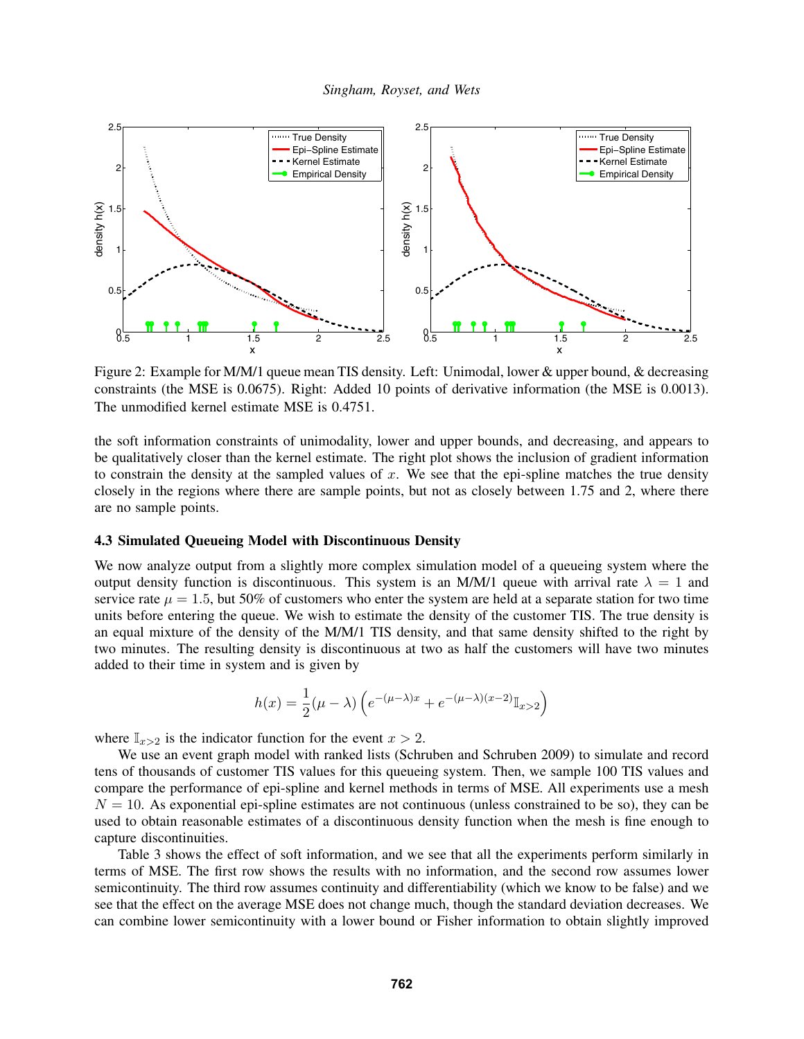True Density
Epi−Spline Estimate
Kernel Estimate
Empirical Density

density h(x)

x

0.5 1 1.5 2 2.5

0 0.5 1 1.5 2 2.5

True Density
Epi−Spline Estimate
Kernel Estimate
Empirical Density

density h(x)

x

0.5 1 1.5 2 2.5

0 0.5 1 1.5 2 2.5

Figure 2: Example for M/M/1 queue mean TIS density. Left: Unimodal, lower & upper bound, & decreasing constraints (the MSE is 0.0675). Right: Added 10 points of derivative information (the MSE is 0.0013). The unmodified kernel estimate MSE is 0.4751.

the soft information constraints of unimodality, lower and upper bounds, and decreasing, and appears to be qualitatively closer than the kernel estimate. The right plot shows the inclusion of gradient information to constrain the density at the sampled values of $x$. We see that the epi-spline matches the true density closely in the regions where there are sample points, but not as closely between 1.75 and 2, where there are no sample points.

### 4.3 Simulated Queueing Model with Discontinuous Density

We now analyze output from a slightly more complex simulation model of a queueing system where the output density function is discontinuous. This system is an M/M/1 queue with arrival rate $\lambda = 1$ and service rate $\mu = 1.5$, but 50% of customers who enter the system are held at a separate station for two time units before entering the queue. We wish to estimate the density of the customer TIS. The true density is an equal mixture of the density of the M/M/1 TIS density, and that same density shifted to the right by two minutes. The resulting density is discontinuous at two as half the customers will have two minutes added to their time in system and is given by

$$h(x) = \frac{1}{2}(\mu - \lambda)\left(e^{-(\mu-\lambda)x} + e^{-(\mu-\lambda)(x-2)}\mathbb{I}_{x>2}\right)$$

where $\mathbb{I}_{x>2}$ is the indicator function for the event $x > 2$.

We use an event graph model with ranked lists (Schruben and Schruben 2009) to simulate and record tens of thousands of customer TIS values for this queueing system. Then, we sample 100 TIS values and compare the performance of epi-spline and kernel methods in terms of MSE. All experiments use a mesh $N = 10$. As exponential epi-spline estimates are not continuous (unless constrained to be so), they can be used to obtain reasonable estimates of a discontinuous density function when the mesh is fine enough to capture discontinuities.

Table 3 shows the effect of soft information, and we see that all the experiments perform similarly in terms of MSE. The first row shows the results with no information, and the second row assumes lower semicontinuity. The third row assumes continuity and differentiability (which we know to be false) and we see that the effect on the average MSE does not change much, though the standard deviation decreases. We can combine lower semicontinuity with a lower bound or Fisher information to obtain slightly improved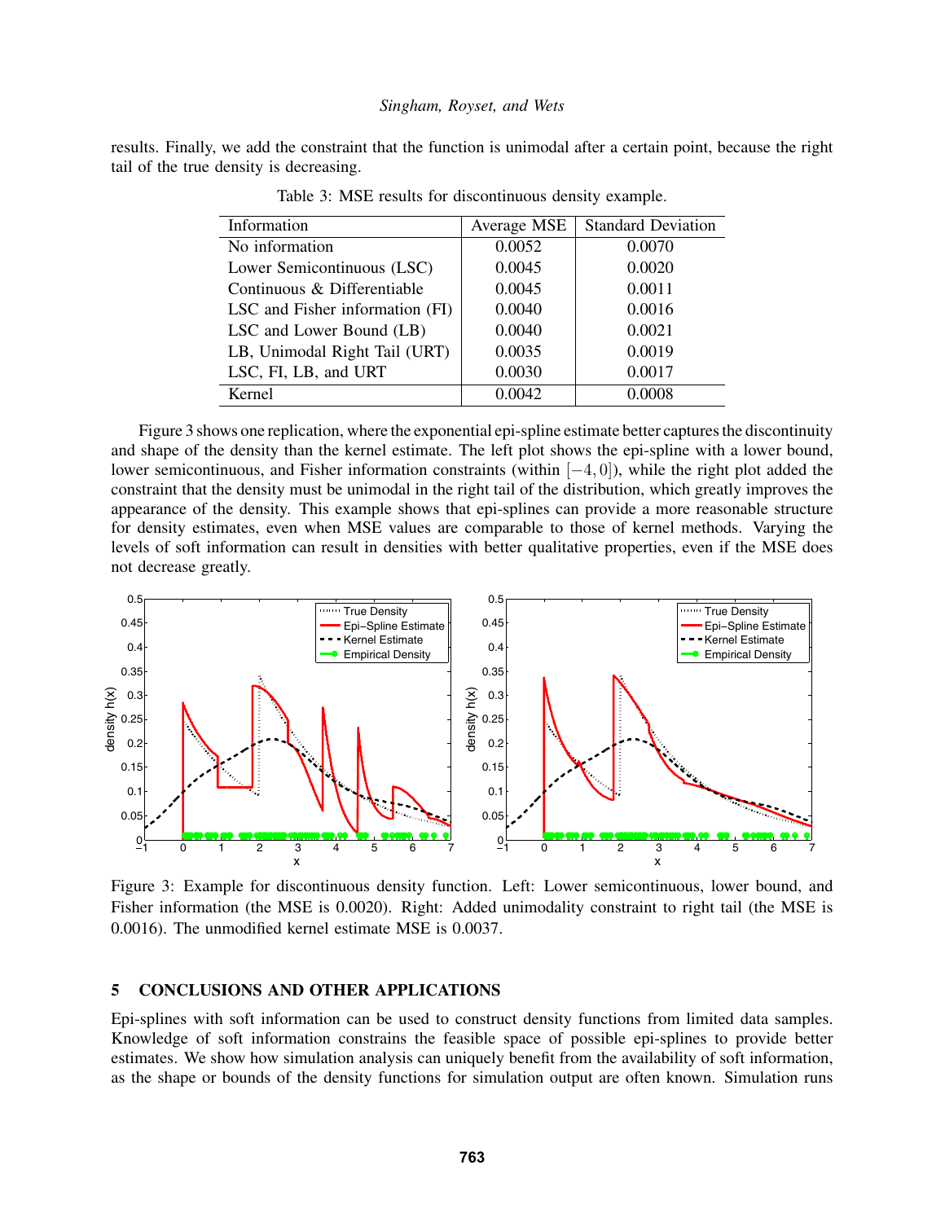results. Finally, we add the constraint that the function is unimodal after a certain point, because the right tail of the true density is decreasing.

Table 3: MSE results for discontinuous density example.

| Information | Average MSE | Standard Deviation |
|---|---|---|
| No information | 0.0052 | 0.0070 |
| Lower Semicontinuous (LSC) | 0.0045 | 0.0020 |
| Continuous & Differentiable | 0.0045 | 0.0011 |
| LSC and Fisher information (FI) | 0.0040 | 0.0016 |
| LSC and Lower Bound (LB) | 0.0040 | 0.0021 |
| LB, Unimodal Right Tail (URT) | 0.0035 | 0.0019 |
| LSC, FI, LB, and URT | 0.0030 | 0.0017 |
| Kernel | 0.0042 | 0.0008 |

Figure 3 shows one replication, where the exponential epi-spline estimate better captures the discontinuity and shape of the density than the kernel estimate. The left plot shows the epi-spline with a lower bound, lower semicontinuous, and Fisher information constraints (within $[-4,0]$), while the right plot added the constraint that the density must be unimodal in the right tail of the distribution, which greatly improves the appearance of the density. This example shows that epi-splines can provide a more reasonable structure for density estimates, even when MSE values are comparable to those of kernel methods. Varying the levels of soft information can result in densities with better qualitative properties, even if the MSE does not decrease greatly.

Figure 3: Example for discontinuous density function. Left: Lower semicontinuous, lower bound, and Fisher information (the MSE is 0.0020). Right: Added unimodality constraint to right tail (the MSE is 0.0016). The unmodified kernel estimate MSE is 0.0037.

## 5 CONCLUSIONS AND OTHER APPLICATIONS

Epi-splines with soft information can be used to construct density functions from limited data samples. Knowledge of soft information constrains the feasible space of possible epi-splines to provide better estimates. We show how simulation analysis can uniquely benefit from the availability of soft information, as the shape or bounds of the density functions for simulation output are often known. Simulation runs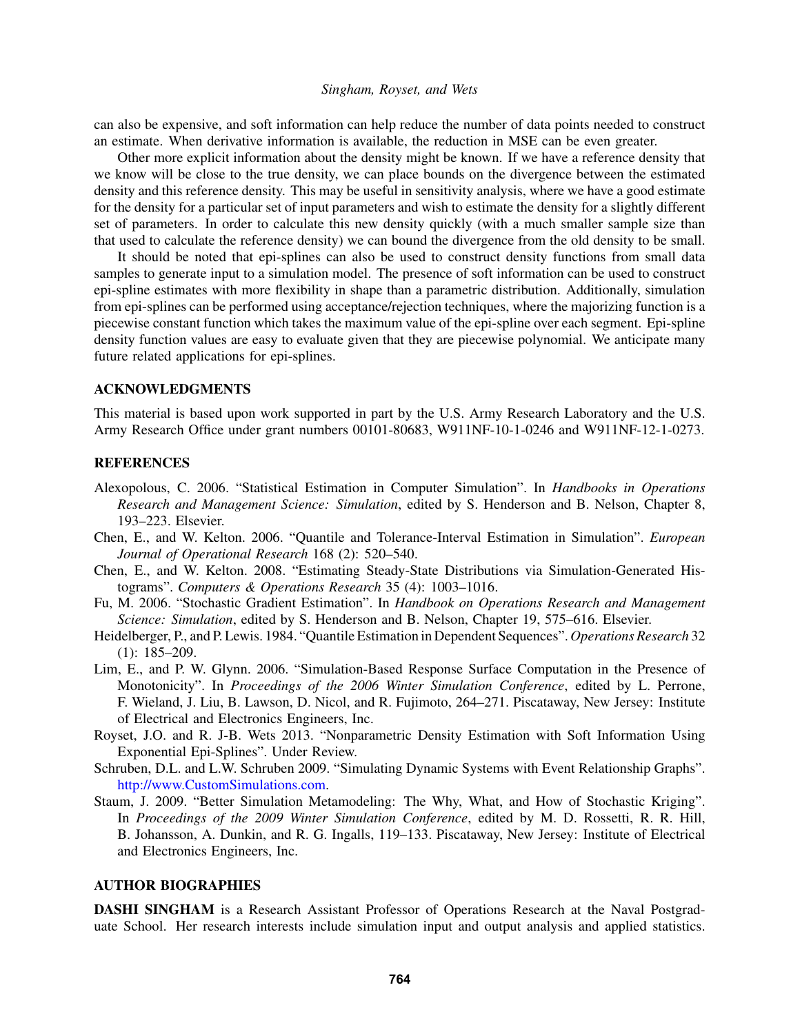can also be expensive, and soft information can help reduce the number of data points needed to construct an estimate. When derivative information is available, the reduction in MSE can be even greater.

Other more explicit information about the density might be known. If we have a reference density that we know will be close to the true density, we can place bounds on the divergence between the estimated density and this reference density. This may be useful in sensitivity analysis, where we have a good estimate for the density for a particular set of input parameters and wish to estimate the density for a slightly different set of parameters. In order to calculate this new density quickly (with a much smaller sample size than that used to calculate the reference density) we can bound the divergence from the old density to be small.

It should be noted that epi-splines can also be used to construct density functions from small data samples to generate input to a simulation model. The presence of soft information can be used to construct epi-spline estimates with more flexibility in shape than a parametric distribution. Additionally, simulation from epi-splines can be performed using acceptance/rejection techniques, where the majorizing function is a piecewise constant function which takes the maximum value of the epi-spline over each segment. Epi-spline density function values are easy to evaluate given that they are piecewise polynomial. We anticipate many future related applications for epi-splines.

## ACKNOWLEDGMENTS

This material is based upon work supported in part by the U.S. Army Research Laboratory and the U.S. Army Research Office under grant numbers 00101-80683, W911NF-10-1-0246 and W911NF-12-1-0273.

## REFERENCES

Alexopolous, C. 2006. "Statistical Estimation in Computer Simulation". In *Handbooks in Operations Research and Management Science: Simulation*, edited by S. Henderson and B. Nelson, Chapter 8, 193–223. Elsevier.

Chen, E., and W. Kelton. 2006. "Quantile and Tolerance-Interval Estimation in Simulation". *European Journal of Operational Research* 168 (2): 520–540.

Chen, E., and W. Kelton. 2008. "Estimating Steady-State Distributions via Simulation-Generated Histograms". *Computers & Operations Research* 35 (4): 1003–1016.

Fu, M. 2006. "Stochastic Gradient Estimation". In *Handbook on Operations Research and Management Science: Simulation*, edited by S. Henderson and B. Nelson, Chapter 19, 575–616. Elsevier.

Heidelberger, P., and P. Lewis. 1984. "Quantile Estimation in Dependent Sequences". *Operations Research* 32 (1): 185–209.

Lim, E., and P. W. Glynn. 2006. "Simulation-Based Response Surface Computation in the Presence of Monotonicity". In *Proceedings of the 2006 Winter Simulation Conference*, edited by L. Perrone, F. Wieland, J. Liu, B. Lawson, D. Nicol, and R. Fujimoto, 264–271. Piscataway, New Jersey: Institute of Electrical and Electronics Engineers, Inc.

Royset, J.O. and R. J-B. Wets 2013. "Nonparametric Density Estimation with Soft Information Using Exponential Epi-Splines". Under Review.

Schruben, D.L. and L.W. Schruben 2009. "Simulating Dynamic Systems with Event Relationship Graphs". http://www.CustomSimulations.com.

Staum, J. 2009. "Better Simulation Metamodeling: The Why, What, and How of Stochastic Kriging". In *Proceedings of the 2009 Winter Simulation Conference*, edited by M. D. Rossetti, R. R. Hill, B. Johansson, A. Dunkin, and R. G. Ingalls, 119–133. Piscataway, New Jersey: Institute of Electrical and Electronics Engineers, Inc.

## AUTHOR BIOGRAPHIES

**DASHI SINGHAM** is a Research Assistant Professor of Operations Research at the Naval Postgraduate School. Her research interests include simulation input and output analysis and applied statistics.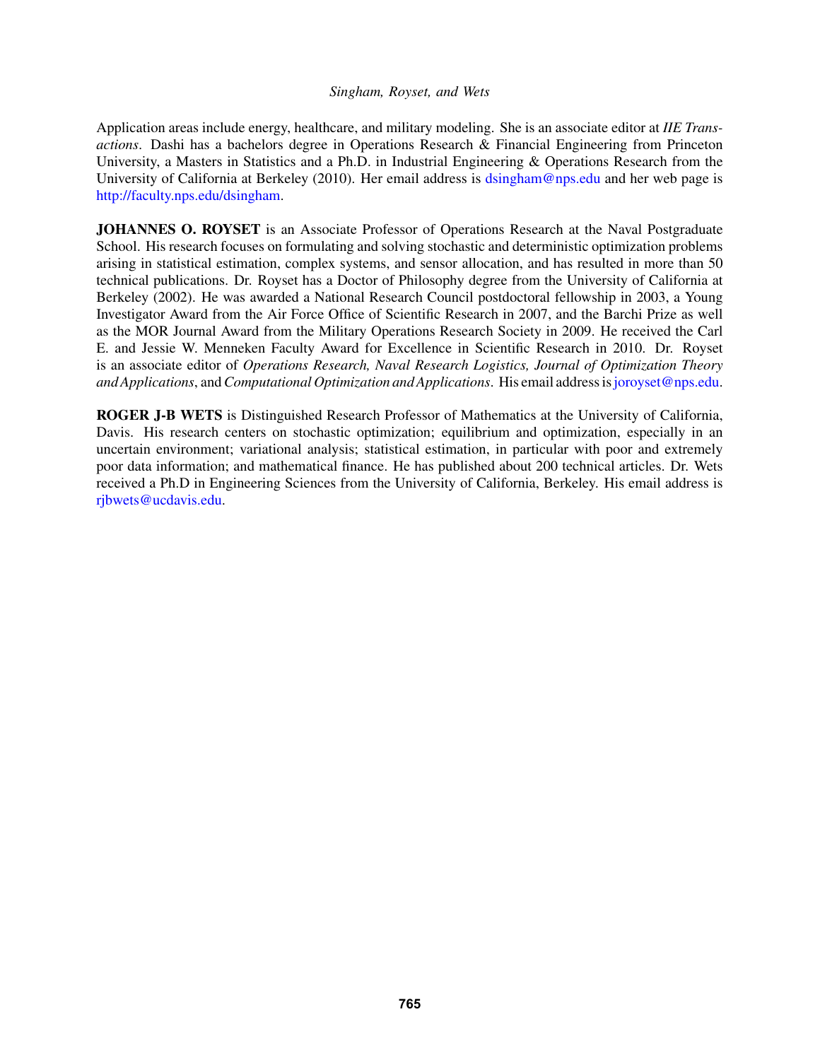Application areas include energy, healthcare, and military modeling. She is an associate editor at *IIE Transactions*. Dashi has a bachelors degree in Operations Research & Financial Engineering from Princeton University, a Masters in Statistics and a Ph.D. in Industrial Engineering & Operations Research from the University of California at Berkeley (2010). Her email address is dsingham@nps.edu and her web page is http://faculty.nps.edu/dsingham.

**JOHANNES O. ROYSET** is an Associate Professor of Operations Research at the Naval Postgraduate School. His research focuses on formulating and solving stochastic and deterministic optimization problems arising in statistical estimation, complex systems, and sensor allocation, and has resulted in more than 50 technical publications. Dr. Royset has a Doctor of Philosophy degree from the University of California at Berkeley (2002). He was awarded a National Research Council postdoctoral fellowship in 2003, a Young Investigator Award from the Air Force Office of Scientific Research in 2007, and the Barchi Prize as well as the MOR Journal Award from the Military Operations Research Society in 2009. He received the Carl E. and Jessie W. Menneken Faculty Award for Excellence in Scientific Research in 2010. Dr. Royset is an associate editor of *Operations Research, Naval Research Logistics, Journal of Optimization Theory and Applications*, and *Computational Optimization and Applications*. His email address is joroyset@nps.edu.

**ROGER J-B WETS** is Distinguished Research Professor of Mathematics at the University of California, Davis. His research centers on stochastic optimization; equilibrium and optimization, especially in an uncertain environment; variational analysis; statistical estimation, in particular with poor and extremely poor data information; and mathematical finance. He has published about 200 technical articles. Dr. Wets received a Ph.D in Engineering Sciences from the University of California, Berkeley. His email address is rjbwets@ucdavis.edu.